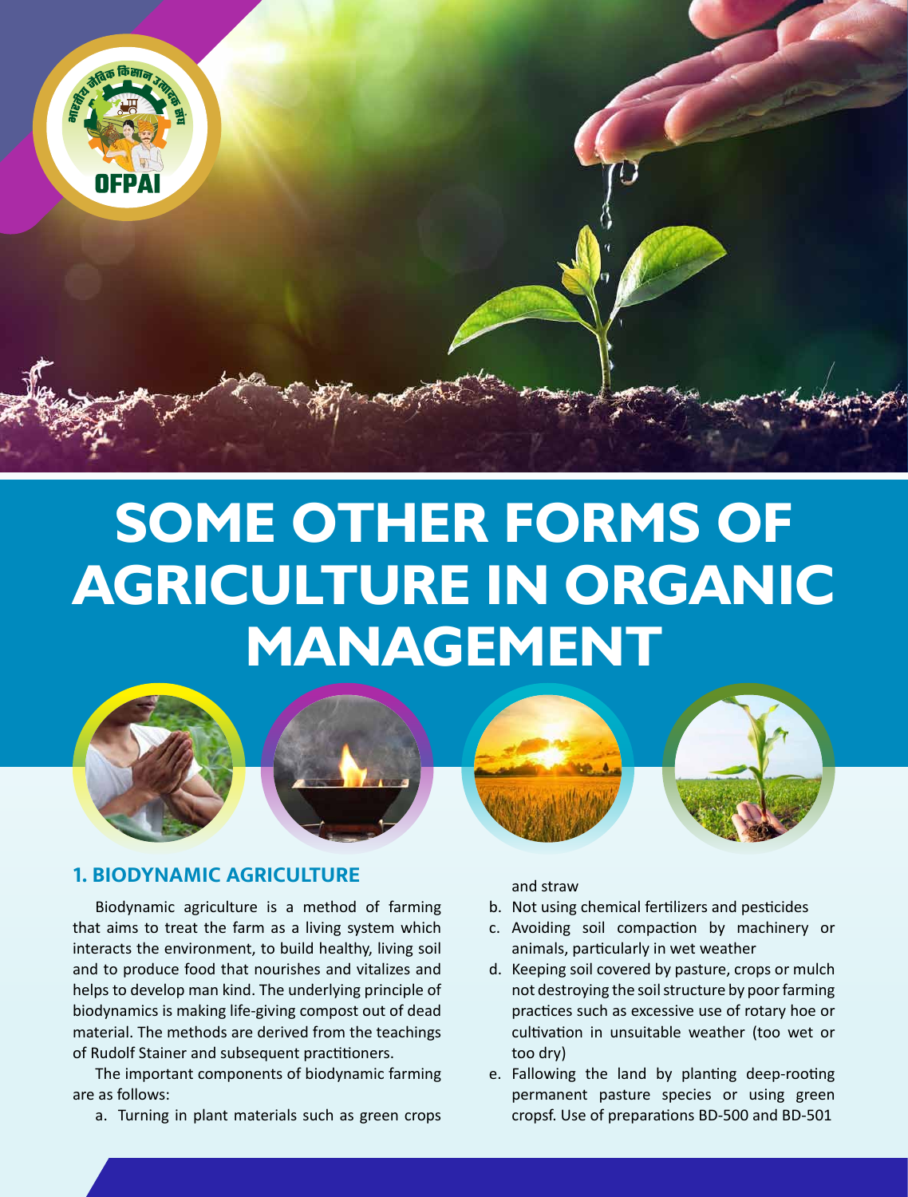# SOME OTHER FORMS OF AGRICULTURE IN ORGANIC MANAGEMENT

## 1. BIODYNAMIC AGRICULTURE

Biodynamic agriculture is a method of farming that aims to treat the farm as a living system which interacts the environment, to build healthy, living soil and to produce food that nourishes and vitalizes and helps to develop man kind. The underlying principle of biodynamics is making life-giving compost out of dead material. The methods are derived from the teachings of Rudolf Stainer and subsequent practitioners.

The important components of biodynamic farming are as follows:

a. Turning in plant materials such as green crops and straw
b. Not using chemical fertilizers and pesticides
c. Avoiding soil compaction by machinery or animals, particularly in wet weather
d. Keeping soil covered by pasture, crops or mulch not destroying the soil structure by poor farming practices such as excessive use of rotary hoe or cultivation in unsuitable weather (too wet or too dry)
e. Fallowing the land by planting deep-rooting permanent pasture species or using green cropsf. Use of preparations BD-500 and BD-501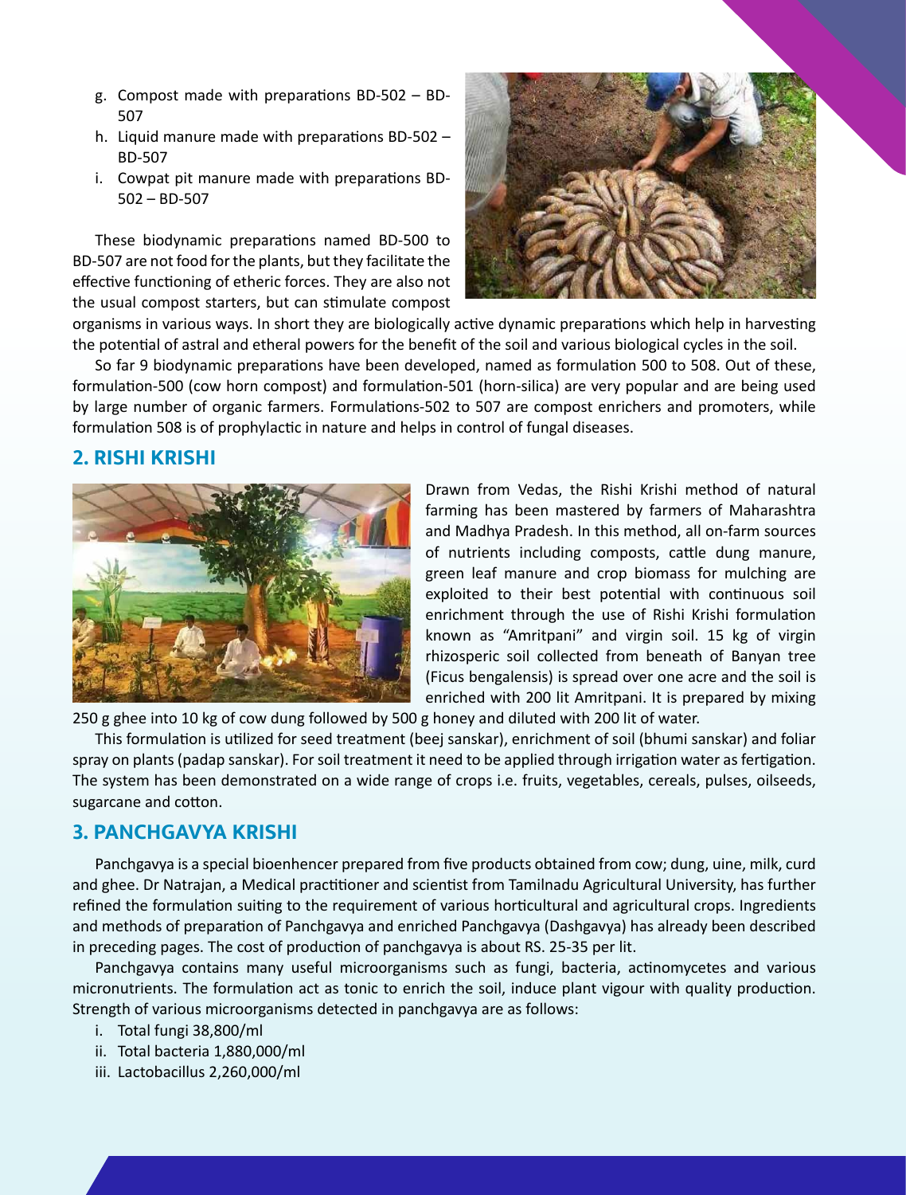g. Compost made with preparations BD-502 – BD-507
h. Liquid manure made with preparations BD-502 – BD-507
i. Cowpat pit manure made with preparations BD-502 – BD-507

These biodynamic preparations named BD-500 to BD-507 are not food for the plants, but they facilitate the effective functioning of etheric forces. They are also not the usual compost starters, but can stimulate compost organisms in various ways. In short they are biologically active dynamic preparations which help in harvesting the potential of astral and etheral powers for the benefit of the soil and various biological cycles in the soil.

So far 9 biodynamic preparations have been developed, named as formulation 500 to 508. Out of these, formulation-500 (cow horn compost) and formulation-501 (horn-silica) are very popular and are being used by large number of organic farmers. Formulations-502 to 507 are compost enrichers and promoters, while formulation 508 is of prophylactic in nature and helps in control of fungal diseases.

## 2. RISHI KRISHI

Drawn from Vedas, the Rishi Krishi method of natural farming has been mastered by farmers of Maharashtra and Madhya Pradesh. In this method, all on-farm sources of nutrients including composts, cattle dung manure, green leaf manure and crop biomass for mulching are exploited to their best potential with continuous soil enrichment through the use of Rishi Krishi formulation known as "Amritpani" and virgin soil. 15 kg of virgin rhizosperic soil collected from beneath of Banyan tree (Ficus bengalensis) is spread over one acre and the soil is enriched with 200 lit Amritpani. It is prepared by mixing 250 g ghee into 10 kg of cow dung followed by 500 g honey and diluted with 200 lit of water.

This formulation is utilized for seed treatment (beej sanskar), enrichment of soil (bhumi sanskar) and foliar spray on plants (padap sanskar). For soil treatment it need to be applied through irrigation water as fertigation. The system has been demonstrated on a wide range of crops i.e. fruits, vegetables, cereals, pulses, oilseeds, sugarcane and cotton.

## 3. PANCHGAVYA KRISHI

Panchgavya is a special bioenhencer prepared from five products obtained from cow; dung, uine, milk, curd and ghee. Dr Natrajan, a Medical practitioner and scientist from Tamilnadu Agricultural University, has further refined the formulation suiting to the requirement of various horticultural and agricultural crops. Ingredients and methods of preparation of Panchgavya and enriched Panchgavya (Dashgavya) has already been described in preceding pages. The cost of production of panchgavya is about RS. 25-35 per lit.

Panchgavya contains many useful microorganisms such as fungi, bacteria, actinomycetes and various micronutrients. The formulation act as tonic to enrich the soil, induce plant vigour with quality production. Strength of various microorganisms detected in panchgavya are as follows:

i. Total fungi 38,800/ml
ii. Total bacteria 1,880,000/ml
iii. Lactobacillus 2,260,000/ml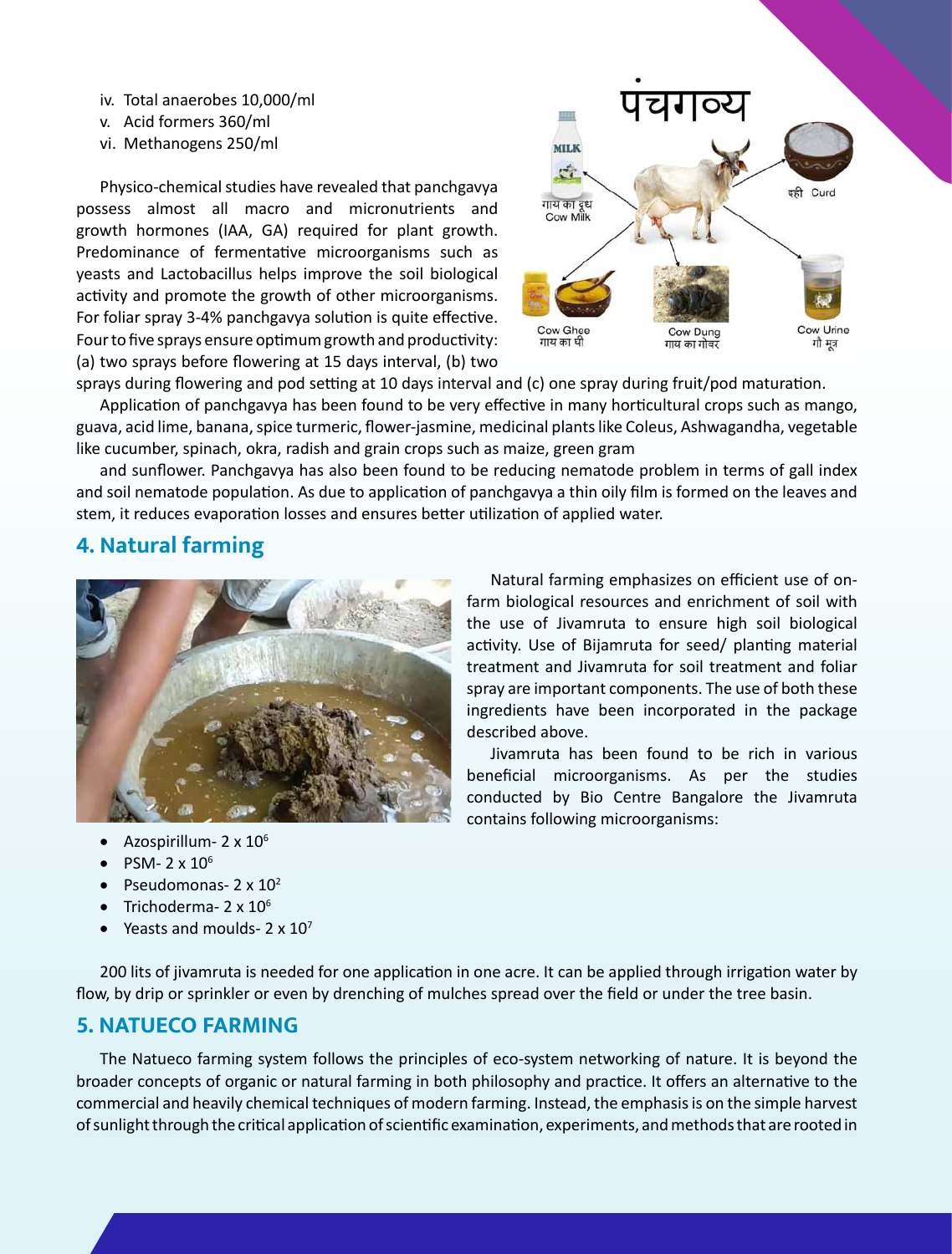iv. Total anaerobes 10,000/ml
v. Acid formers 360/ml
vi. Methanogens 250/ml

Physico-chemical studies have revealed that panchgavya possess almost all macro and micronutrients and growth hormones (IAA, GA) required for plant growth. Predominance of fermentative microorganisms such as yeasts and Lactobacillus helps improve the soil biological activity and promote the growth of other microorganisms. For foliar spray 3-4% panchgavya solution is quite effective. Four to five sprays ensure optimum growth and productivity: (a) two sprays before flowering at 15 days interval, (b) two sprays during flowering and pod setting at 10 days interval and (c) one spray during fruit/pod maturation.

Application of panchgavya has been found to be very effective in many horticultural crops such as mango, guava, acid lime, banana, spice turmeric, flower-jasmine, medicinal plants like Coleus, Ashwagandha, vegetable like cucumber, spinach, okra, radish and grain crops such as maize, green gram and sunflower. Panchgavya has also been found to be reducing nematode problem in terms of gall index and soil nematode population. As due to application of panchgavya a thin oily film is formed on the leaves and stem, it reduces evaporation losses and ensures better utilization of applied water.

## 4. Natural farming

Natural farming emphasizes on efficient use of on-farm biological resources and enrichment of soil with the use of Jivamruta to ensure high soil biological activity. Use of Bijamruta for seed/ planting material treatment and Jivamruta for soil treatment and foliar spray are important components. The use of both these ingredients have been incorporated in the package described above.

Jivamruta has been found to be rich in various beneficial microorganisms. As per the studies conducted by Bio Centre Bangalore the Jivamruta contains following microorganisms:

- Azospirillum- $2 \times 10^6$
- PSM- $2 \times 10^6$
- Pseudomonas- $2 \times 10^2$
- Trichoderma- $2 \times 10^6$
- Yeasts and moulds- $2 \times 10^7$

200 lits of jivamruta is needed for one application in one acre. It can be applied through irrigation water by flow, by drip or sprinkler or even by drenching of mulches spread over the field or under the tree basin.

## 5. NATUECO FARMING

The Natueco farming system follows the principles of eco-system networking of nature. It is beyond the broader concepts of organic or natural farming in both philosophy and practice. It offers an alternative to the commercial and heavily chemical techniques of modern farming. Instead, the emphasis is on the simple harvest of sunlight through the critical application of scientific examination, experiments, and methods that are rooted in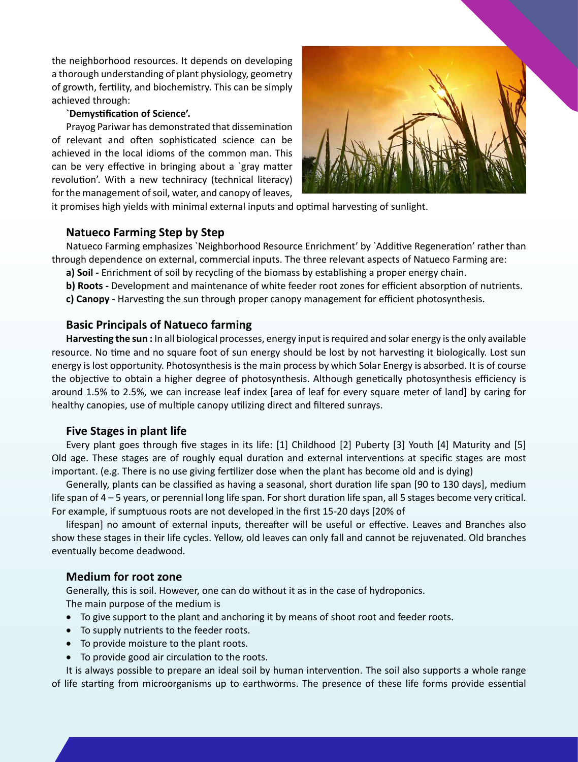the neighborhood resources. It depends on developing a thorough understanding of plant physiology, geometry of growth, fertility, and biochemistry. This can be simply achieved through:

**`Demystification of Science'.**

Prayog Pariwar has demonstrated that dissemination of relevant and often sophisticated science can be achieved in the local idioms of the common man. This can be very effective in bringing about a `gray matter revolution'. With a new techniracy (technical literacy) for the management of soil, water, and canopy of leaves, it promises high yields with minimal external inputs and optimal harvesting of sunlight.

### Natueco Farming Step by Step

Natueco Farming emphasizes `Neighborhood Resource Enrichment' by `Additive Regeneration' rather than through dependence on external, commercial inputs. The three relevant aspects of Natueco Farming are:

**a) Soil -** Enrichment of soil by recycling of the biomass by establishing a proper energy chain.

**b) Roots -** Development and maintenance of white feeder root zones for efficient absorption of nutrients.

**c) Canopy -** Harvesting the sun through proper canopy management for efficient photosynthesis.

### Basic Principals of Natueco farming

**Harvesting the sun :** In all biological processes, energy input is required and solar energy is the only available resource. No time and no square foot of sun energy should be lost by not harvesting it biologically. Lost sun energy is lost opportunity. Photosynthesis is the main process by which Solar Energy is absorbed. It is of course the objective to obtain a higher degree of photosynthesis. Although genetically photosynthesis efficiency is around 1.5% to 2.5%, we can increase leaf index [area of leaf for every square meter of land] by caring for healthy canopies, use of multiple canopy utilizing direct and filtered sunrays.

### Five Stages in plant life

Every plant goes through five stages in its life: [1] Childhood [2] Puberty [3] Youth [4] Maturity and [5] Old age. These stages are of roughly equal duration and external interventions at specific stages are most important. (e.g. There is no use giving fertilizer dose when the plant has become old and is dying)

Generally, plants can be classified as having a seasonal, short duration life span [90 to 130 days], medium life span of 4 – 5 years, or perennial long life span. For short duration life span, all 5 stages become very critical. For example, if sumptuous roots are not developed in the first 15-20 days [20% of lifespan] no amount of external inputs, thereafter will be useful or effective. Leaves and Branches also show these stages in their life cycles. Yellow, old leaves can only fall and cannot be rejuvenated. Old branches eventually become deadwood.

### Medium for root zone

Generally, this is soil. However, one can do without it as in the case of hydroponics.

The main purpose of the medium is

- To give support to the plant and anchoring it by means of shoot root and feeder roots.
- To supply nutrients to the feeder roots.
- To provide moisture to the plant roots.
- To provide good air circulation to the roots.

It is always possible to prepare an ideal soil by human intervention. The soil also supports a whole range of life starting from microorganisms up to earthworms. The presence of these life forms provide essential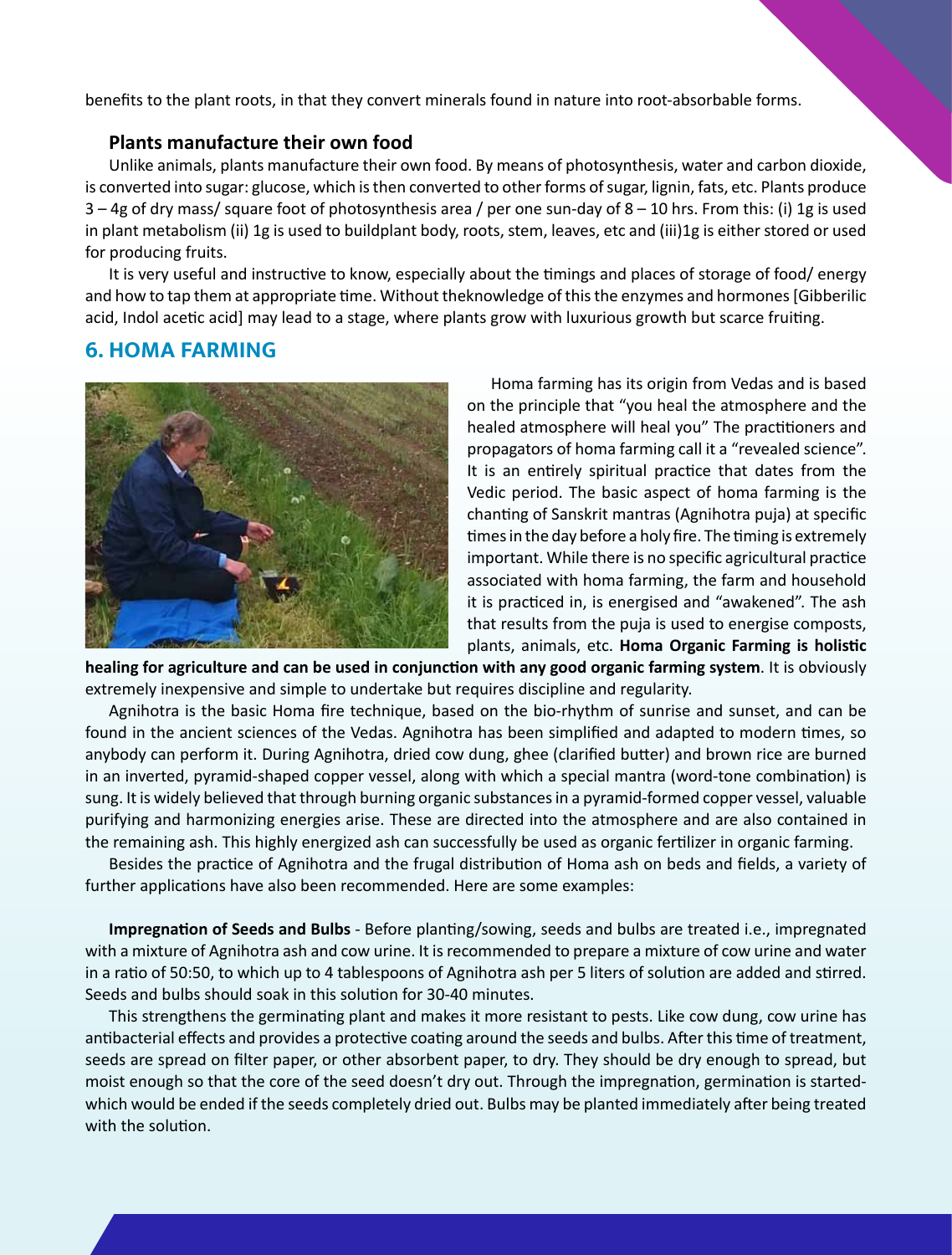benefits to the plant roots, in that they convert minerals found in nature into root-absorbable forms.

### Plants manufacture their own food

Unlike animals, plants manufacture their own food. By means of photosynthesis, water and carbon dioxide, is converted into sugar: glucose, which is then converted to other forms of sugar, lignin, fats, etc. Plants produce 3 – 4g of dry mass/ square foot of photosynthesis area / per one sun-day of 8 – 10 hrs. From this: (i) 1g is used in plant metabolism (ii) 1g is used to buildplant body, roots, stem, leaves, etc and (iii)1g is either stored or used for producing fruits.

It is very useful and instructive to know, especially about the timings and places of storage of food/ energy and how to tap them at appropriate time. Without theknowledge of this the enzymes and hormones [Gibberilic acid, Indol acetic acid] may lead to a stage, where plants grow with luxurious growth but scarce fruiting.

## 6. HOMA FARMING

Homa farming has its origin from Vedas and is based on the principle that "you heal the atmosphere and the healed atmosphere will heal you" The practitioners and propagators of homa farming call it a "revealed science". It is an entirely spiritual practice that dates from the Vedic period. The basic aspect of homa farming is the chanting of Sanskrit mantras (Agnihotra puja) at specific times in the day before a holy fire. The timing is extremely important. While there is no specific agricultural practice associated with homa farming, the farm and household it is practiced in, is energised and "awakened". The ash that results from the puja is used to energise composts, plants, animals, etc. **Homa Organic Farming is holistic healing for agriculture and can be used in conjunction with any good organic farming system**. It is obviously extremely inexpensive and simple to undertake but requires discipline and regularity.

Agnihotra is the basic Homa fire technique, based on the bio-rhythm of sunrise and sunset, and can be found in the ancient sciences of the Vedas. Agnihotra has been simplified and adapted to modern times, so anybody can perform it. During Agnihotra, dried cow dung, ghee (clarified butter) and brown rice are burned in an inverted, pyramid-shaped copper vessel, along with which a special mantra (word-tone combination) is sung. It is widely believed that through burning organic substances in a pyramid-formed copper vessel, valuable purifying and harmonizing energies arise. These are directed into the atmosphere and are also contained in the remaining ash. This highly energized ash can successfully be used as organic fertilizer in organic farming.

Besides the practice of Agnihotra and the frugal distribution of Homa ash on beds and fields, a variety of further applications have also been recommended. Here are some examples:

**Impregnation of Seeds and Bulbs** - Before planting/sowing, seeds and bulbs are treated i.e., impregnated with a mixture of Agnihotra ash and cow urine. It is recommended to prepare a mixture of cow urine and water in a ratio of 50:50, to which up to 4 tablespoons of Agnihotra ash per 5 liters of solution are added and stirred. Seeds and bulbs should soak in this solution for 30-40 minutes.

This strengthens the germinating plant and makes it more resistant to pests. Like cow dung, cow urine has antibacterial effects and provides a protective coating around the seeds and bulbs. After this time of treatment, seeds are spread on filter paper, or other absorbent paper, to dry. They should be dry enough to spread, but moist enough so that the core of the seed doesn't dry out. Through the impregnation, germination is started-which would be ended if the seeds completely dried out. Bulbs may be planted immediately after being treated with the solution.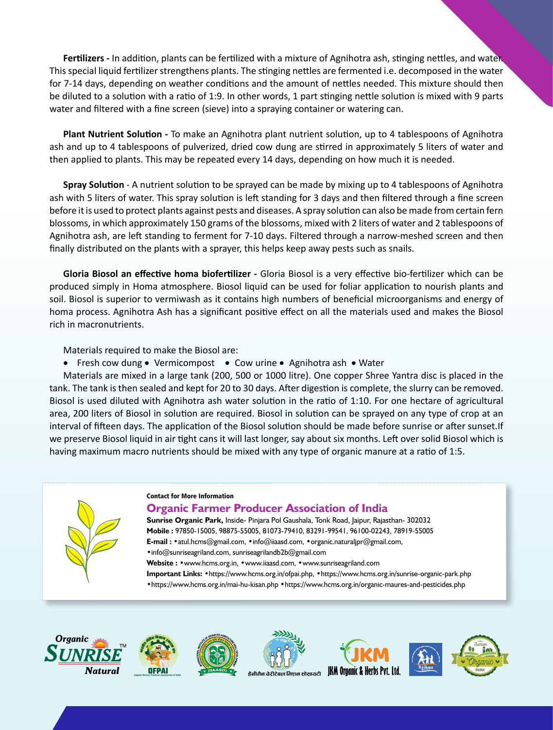**Fertilizers -** In addition, plants can be fertilized with a mixture of Agnihotra ash, stinging nettles, and water. This special liquid fertilizer strengthens plants. The stinging nettles are fermented i.e. decomposed in the water for 7-14 days, depending on weather conditions and the amount of nettles needed. This mixture should then be diluted to a solution with a ratio of 1:9. In other words, 1 part stinging nettle solution is mixed with 9 parts water and filtered with a fine screen (sieve) into a spraying container or watering can.

**Plant Nutrient Solution -** To make an Agnihotra plant nutrient solution, up to 4 tablespoons of Agnihotra ash and up to 4 tablespoons of pulverized, dried cow dung are stirred in approximately 5 liters of water and then applied to plants. This may be repeated every 14 days, depending on how much it is needed.

**Spray Solution** - A nutrient solution to be sprayed can be made by mixing up to 4 tablespoons of Agnihotra ash with 5 liters of water. This spray solution is left standing for 3 days and then filtered through a fine screen before it is used to protect plants against pests and diseases. A spray solution can also be made from certain fern blossoms, in which approximately 150 grams of the blossoms, mixed with 2 liters of water and 2 tablespoons of Agnihotra ash, are left standing to ferment for 7-10 days. Filtered through a narrow-meshed screen and then finally distributed on the plants with a sprayer, this helps keep away pests such as snails.

**Gloria Biosol an effective homa biofertilizer -** Gloria Biosol is a very effective bio-fertilizer which can be produced simply in Homa atmosphere. Biosol liquid can be used for foliar application to nourish plants and soil. Biosol is superior to vermiwash as it contains high numbers of beneficial microorganisms and energy of homa process. Agnihotra Ash has a significant positive effect on all the materials used and makes the Biosol rich in macronutrients.

Materials required to make the Biosol are:

- Fresh cow dung • Vermicompost • Cow urine • Agnihotra ash • Water

Materials are mixed in a large tank (200, 500 or 1000 litre). One copper Shree Yantra disc is placed in the tank. The tank is then sealed and kept for 20 to 30 days. After digestion is complete, the slurry can be removed. Biosol is used diluted with Agnihotra ash water solution in the ratio of 1:10. For one hectare of agricultural area, 200 liters of Biosol in solution are required. Biosol in solution can be sprayed on any type of crop at an interval of fifteen days. The application of the Biosol solution should be made before sunrise or after sunset.If we preserve Biosol liquid in air tight cans it will last longer, say about six months. Left over solid Biosol which is having maximum macro nutrients should be mixed with any type of organic manure at a ratio of 1:5.

**Contact for More Information**

## Organic Farmer Producer Association of India

**Sunrise Organic Park,** Inside- Pinjara Pol Gaushala, Tonk Road, Jaipur, Rajasthan- 302032

**Mobile :** 97850-15005, 98875-55005, 81073-79410, 83291-99541, 96100-02243, 78919-55005

**E-mail :** •atul.hcms@gmail.com, •info@iiaasd.com, •organic.naturaljpr@gmail.com, •info@sunriseagriland.com, sunriseagrilandb2b@gmail.com

**Website :** •www.hcms.org.in, •www.iiaasd.com, •www.sunriseagriland.com

**Important Links:** •https://www.hcms.org.in/ofpai.php, •https://www.hcms.org.in/sunrise-organic-park.php •https://www.hcms.org.in/mai-hu-kisan.php •https://www.hcms.org.in/organic-maures-and-pesticides.php

Organic SUNRISE™ Natural

OFPAI

(IIAASD)

हैनीमैन चैरीटेबल मिशन सोसायटी

JKM Organic & Herbs Pvt. Ltd.

मैं हूं किसान

Sunrise Organic PARK